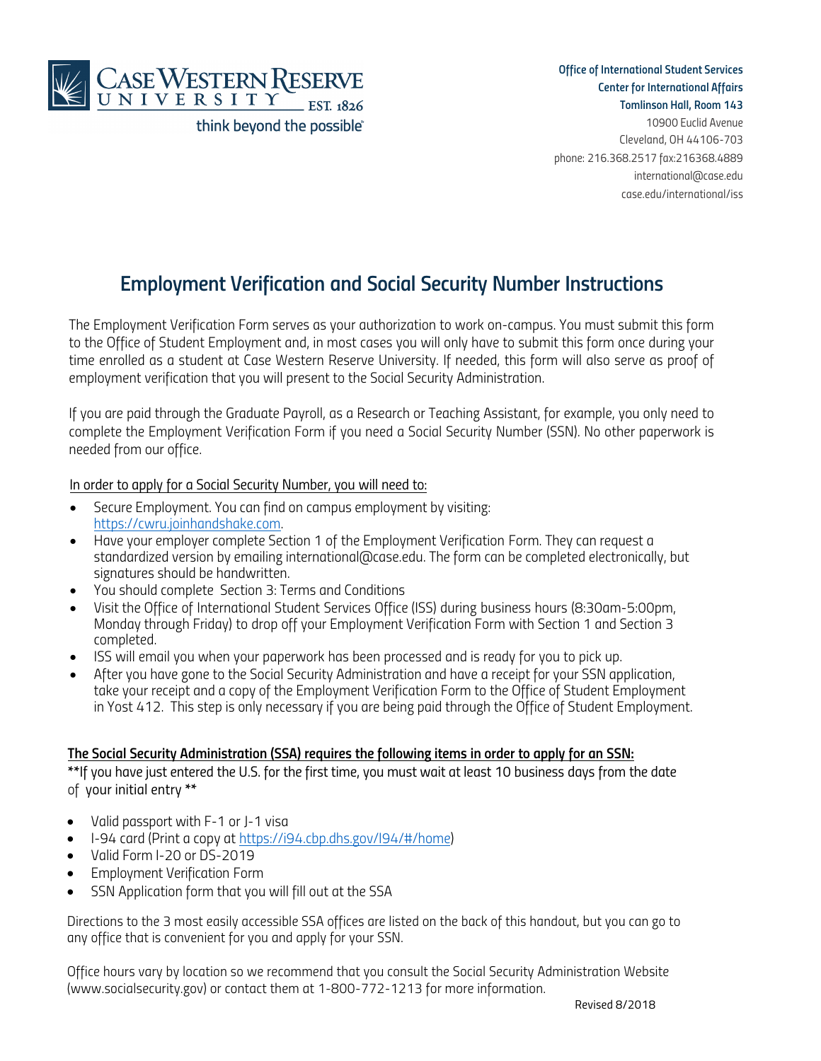Case Western Reserve University
EST. 1826
think beyond the possible

**Office of International Student Services**
**Center for International Affairs**
**Tomlinson Hall, Room 143**
10900 Euclid Avenue
Cleveland, OH 44106-703
phone: 216.368.2517 fax:216368.4889
international@case.edu
case.edu/international/iss

# Employment Verification and Social Security Number Instructions

The Employment Verification Form serves as your authorization to work on-campus. You must submit this form to the Office of Student Employment and, in most cases you will only have to submit this form once during your time enrolled as a student at Case Western Reserve University. If needed, this form will also serve as proof of employment verification that you will present to the Social Security Administration.

If you are paid through the Graduate Payroll, as a Research or Teaching Assistant, for example, you only need to complete the Employment Verification Form if you need a Social Security Number (SSN). No other paperwork is needed from our office.

In order to apply for a Social Security Number, you will need to:

- Secure Employment. You can find on campus employment by visiting: https://cwru.joinhandshake.com.
- Have your employer complete Section 1 of the Employment Verification Form. They can request a standardized version by emailing international@case.edu. The form can be completed electronically, but signatures should be handwritten.
- You should complete Section 3: Terms and Conditions
- Visit the Office of International Student Services Office (ISS) during business hours (8:30am-5:00pm, Monday through Friday) to drop off your Employment Verification Form with Section 1 and Section 3 completed.
- ISS will email you when your paperwork has been processed and is ready for you to pick up.
- After you have gone to the Social Security Administration and have a receipt for your SSN application, take your receipt and a copy of the Employment Verification Form to the Office of Student Employment in Yost 412. This step is only necessary if you are being paid through the Office of Student Employment.

**The Social Security Administration (SSA) requires the following items in order to apply for an SSN:**

**If you have just entered the U.S. for the first time, you must wait at least 10 business days from the date of your initial entry **

- Valid passport with F-1 or J-1 visa
- I-94 card (Print a copy at https://i94.cbp.dhs.gov/I94/#/home)
- Valid Form I-20 or DS-2019
- Employment Verification Form
- SSN Application form that you will fill out at the SSA

Directions to the 3 most easily accessible SSA offices are listed on the back of this handout, but you can go to any office that is convenient for you and apply for your SSN.

Office hours vary by location so we recommend that you consult the Social Security Administration Website (www.socialsecurity.gov) or contact them at 1-800-772-1213 for more information.

Revised 8/2018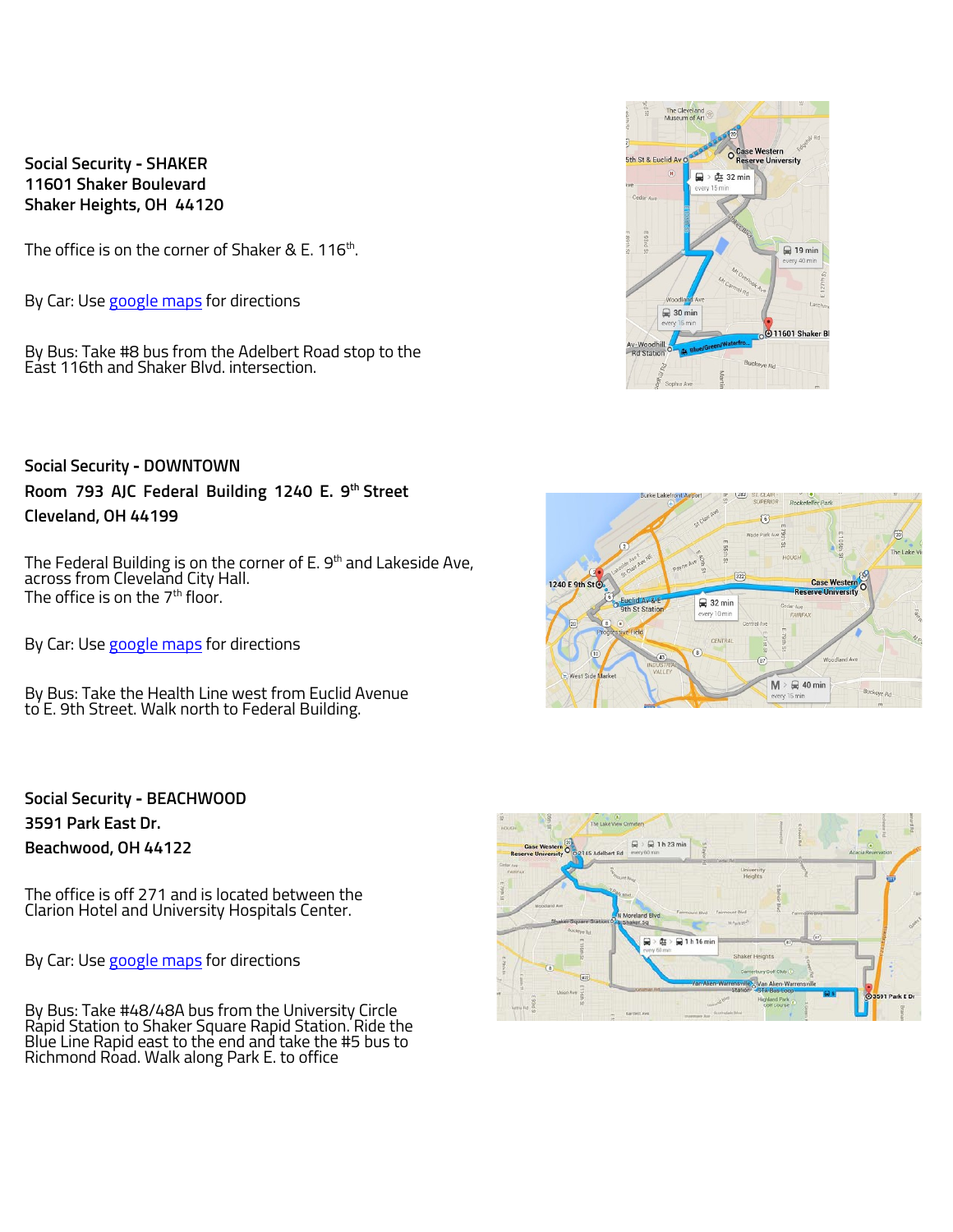**Social Security - SHAKER**
**11601 Shaker Boulevard**
**Shaker Heights, OH 44120**

The office is on the corner of Shaker & E. 116th.

By Car: Use google maps for directions

By Bus: Take #8 bus from the Adelbert Road stop to the East 116th and Shaker Blvd. intersection.

**Social Security - DOWNTOWN**
**Room 793 AJC Federal Building 1240 E. 9th Street**
**Cleveland, OH 44199**

The Federal Building is on the corner of E. 9th and Lakeside Ave, across from Cleveland City Hall.
The office is on the 7th floor.

By Car: Use google maps for directions

By Bus: Take the Health Line west from Euclid Avenue to E. 9th Street. Walk north to Federal Building.

**Social Security - BEACHWOOD**
**3591 Park East Dr.**
**Beachwood, OH 44122**

The office is off 271 and is located between the Clarion Hotel and University Hospitals Center.

By Car: Use google maps for directions

By Bus: Take #48/48A bus from the University Circle Rapid Station to Shaker Square Rapid Station. Ride the Blue Line Rapid east to the end and take the #5 bus to Richmond Road. Walk along Park E. to office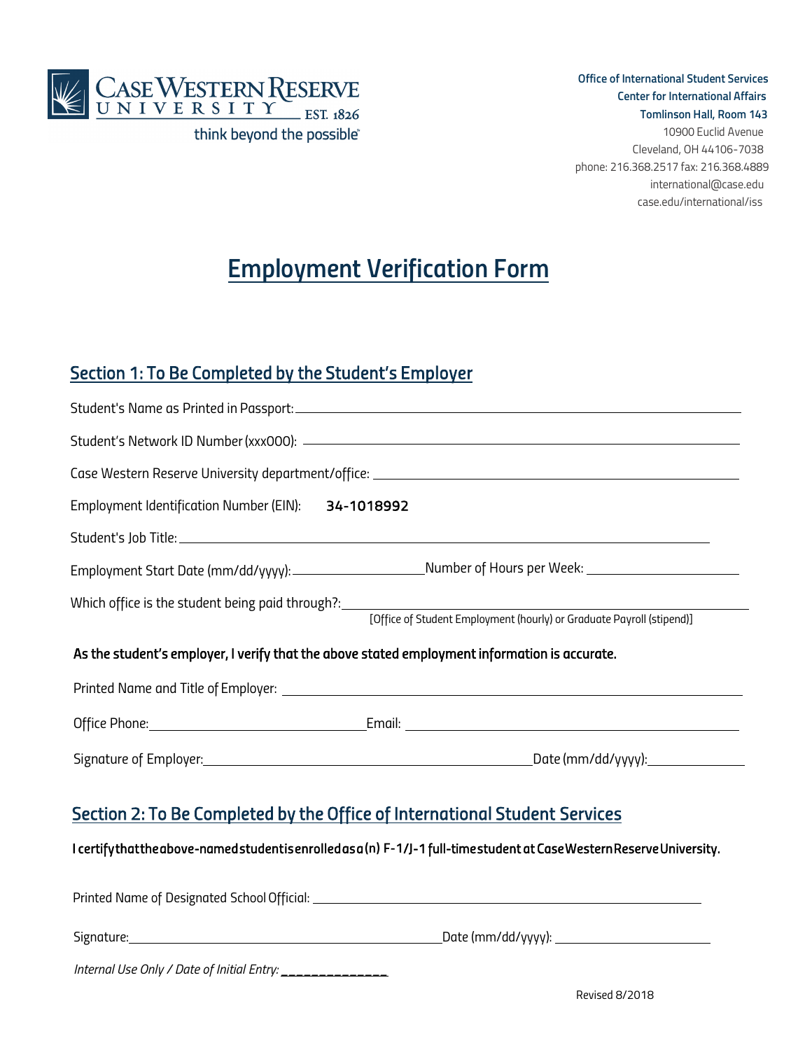**Case Western Reserve University** EST. 1826
think beyond the possible

**Office of International Student Services**
**Center for International Affairs**
**Tomlinson Hall, Room 143**
10900 Euclid Avenue
Cleveland, OH 44106-7038
phone: 216.368.2517 fax: 216.368.4889
international@case.edu
case.edu/international/iss

# Employment Verification Form

## Section 1: To Be Completed by the Student's Employer

Student's Name as Printed in Passport: ______________________________

Student's Network ID Number (xxx000): ______________________________

Case Western Reserve University department/office: ______________________________

Employment Identification Number (EIN): **34-1018992**

Student's Job Title: ______________________________

Employment Start Date (mm/dd/yyyy): ______________ Number of Hours per Week: ______________

Which office is the student being paid through?: ______________________________
[Office of Student Employment (hourly) or Graduate Payroll (stipend)]

**As the student's employer, I verify that the above stated employment information is accurate.**

Printed Name and Title of Employer: ______________________________

Office Phone: ______________ Email: ______________________________

Signature of Employer: ______________________________ Date (mm/dd/yyyy): ______________

## Section 2: To Be Completed by the Office of International Student Services

**I certify that the above-named student is enrolled as a(n) F-1/J-1 full-time student at Case Western Reserve University.**

Printed Name of Designated School Official: ______________________________

Signature: ______________________________ Date (mm/dd/yyyy): ______________

*Internal Use Only / Date of Initial Entry:* ______________

Revised 8/2018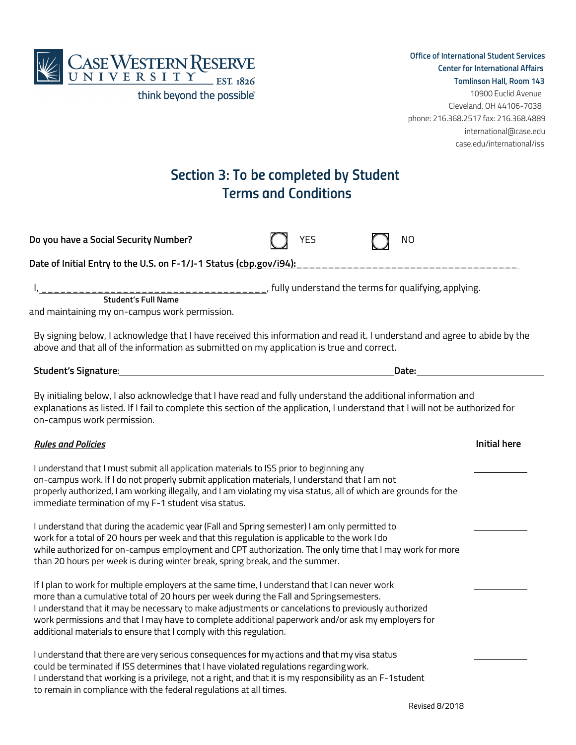Case Western Reserve University
EST. 1826
think beyond the possible

**Office of International Student Services**
**Center for International Affairs**
**Tomlinson Hall, Room 143**
10900 Euclid Avenue
Cleveland, OH 44106-7038
phone: 216.368.2517 fax: 216.368.4889
international@case.edu
case.edu/international/iss

# Section 3: To be completed by Student
# Terms and Conditions

**Do you have a Social Security Number?** ◯ YES ◯ NO

**Date of Initial Entry to the U.S. on F-1/J-1 Status (cbp.gov/i94):**___________________________________

I, ____________________________________, fully understand the terms for qualifying, applying.
**Student's Full Name**
and maintaining my on-campus work permission.

By signing below, I acknowledge that I have received this information and read it. I understand and agree to abide by the above and that all of the information as submitted on my application is true and correct.

**Student's Signature**:________________________________________________ **Date:**____________________

By initialing below, I also acknowledge that I have read and fully understand the additional information and explanations as listed. If I fail to complete this section of the application, I understand that I will not be authorized for on-campus work permission.

| ***Rules and Policies*** | **Initial here** |
|---|---|
| I understand that I must submit all application materials to ISS prior to beginning any on-campus work. If I do not properly submit application materials, I understand that I am not properly authorized, I am working illegally, and I am violating my visa status, all of which are grounds for the immediate termination of my F-1 student visa status. | ________ |
| I understand that during the academic year (Fall and Spring semester) I am only permitted to work for a total of 20 hours per week and that this regulation is applicable to the work I do while authorized for on-campus employment and CPT authorization. The only time that I may work for more than 20 hours per week is during winter break, spring break, and the summer. | ________ |
| If I plan to work for multiple employers at the same time, I understand that I can never work more than a cumulative total of 20 hours per week during the Fall and Spring semesters. I understand that it may be necessary to make adjustments or cancelations to previously authorized work permissions and that I may have to complete additional paperwork and/or ask my employers for additional materials to ensure that I comply with this regulation. | ________ |
| I understand that there are very serious consequences for my actions and that my visa status could be terminated if ISS determines that I have violated regulations regarding work. I understand that working is a privilege, not a right, and that it is my responsibility as an F-1 student to remain in compliance with the federal regulations at all times. | ________ |

Revised 8/2018